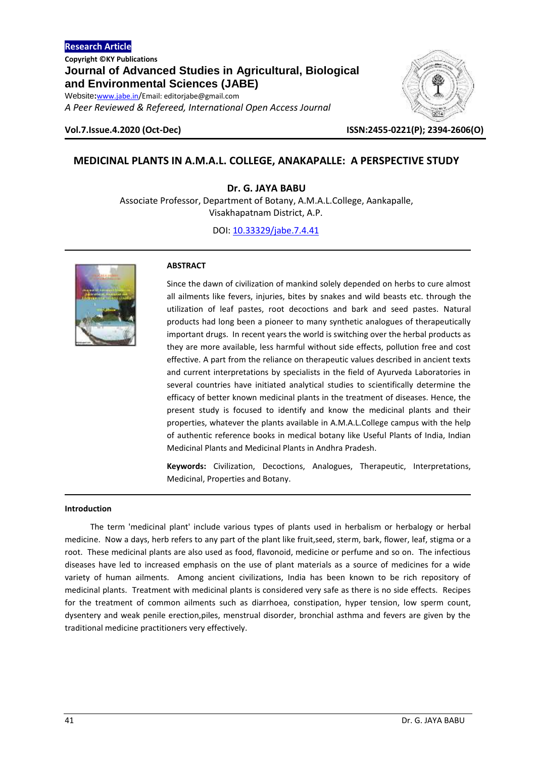Research Article

Copyright ©KY Publications

**Journal of Advanced Studies in Agricultural, Biological and Environmental Sciences (JABE)**

Website:www.jabe.in/Email: editorjabe@gmail.com

*A Peer Reviewed & Refereed, International Open Access Journal*

**Vol.7.Issue.4.2020 (Oct-Dec)** **ISSN:2455-0221(P); 2394-2606(O)**

# MEDICINAL PLANTS IN A.M.A.L. COLLEGE, ANAKAPALLE: A PERSPECTIVE STUDY

**Dr. G. JAYA BABU**

Associate Professor, Department of Botany, A.M.A.L.College, Aankapalle, Visakhapatnam District, A.P.

DOI: 10.33329/jabe.7.4.41

## ABSTRACT

Since the dawn of civilization of mankind solely depended on herbs to cure almost all ailments like fevers, injuries, bites by snakes and wild beasts etc. through the utilization of leaf pastes, root decoctions and bark and seed pastes. Natural products had long been a pioneer to many synthetic analogues of therapeutically important drugs. In recent years the world is switching over the herbal products as they are more available, less harmful without side effects, pollution free and cost effective. A part from the reliance on therapeutic values described in ancient texts and current interpretations by specialists in the field of Ayurveda Laboratories in several countries have initiated analytical studies to scientifically determine the efficacy of better known medicinal plants in the treatment of diseases. Hence, the present study is focused to identify and know the medicinal plants and their properties, whatever the plants available in A.M.A.L.College campus with the help of authentic reference books in medical botany like Useful Plants of India, Indian Medicinal Plants and Medicinal Plants in Andhra Pradesh.

**Keywords:** Civilization, Decoctions, Analogues, Therapeutic, Interpretations, Medicinal, Properties and Botany.

## Introduction

The term 'medicinal plant' include various types of plants used in herbalism or herbalogy or herbal medicine. Now a days, herb refers to any part of the plant like fruit,seed, sterm, bark, flower, leaf, stigma or a root. These medicinal plants are also used as food, flavonoid, medicine or perfume and so on. The infectious diseases have led to increased emphasis on the use of plant materials as a source of medicines for a wide variety of human ailments. Among ancient civilizations, India has been known to be rich repository of medicinal plants. Treatment with medicinal plants is considered very safe as there is no side effects. Recipes for the treatment of common ailments such as diarrhoea, constipation, hyper tension, low sperm count, dysentery and weak penile erection,piles, menstrual disorder, bronchial asthma and fevers are given by the traditional medicine practitioners very effectively.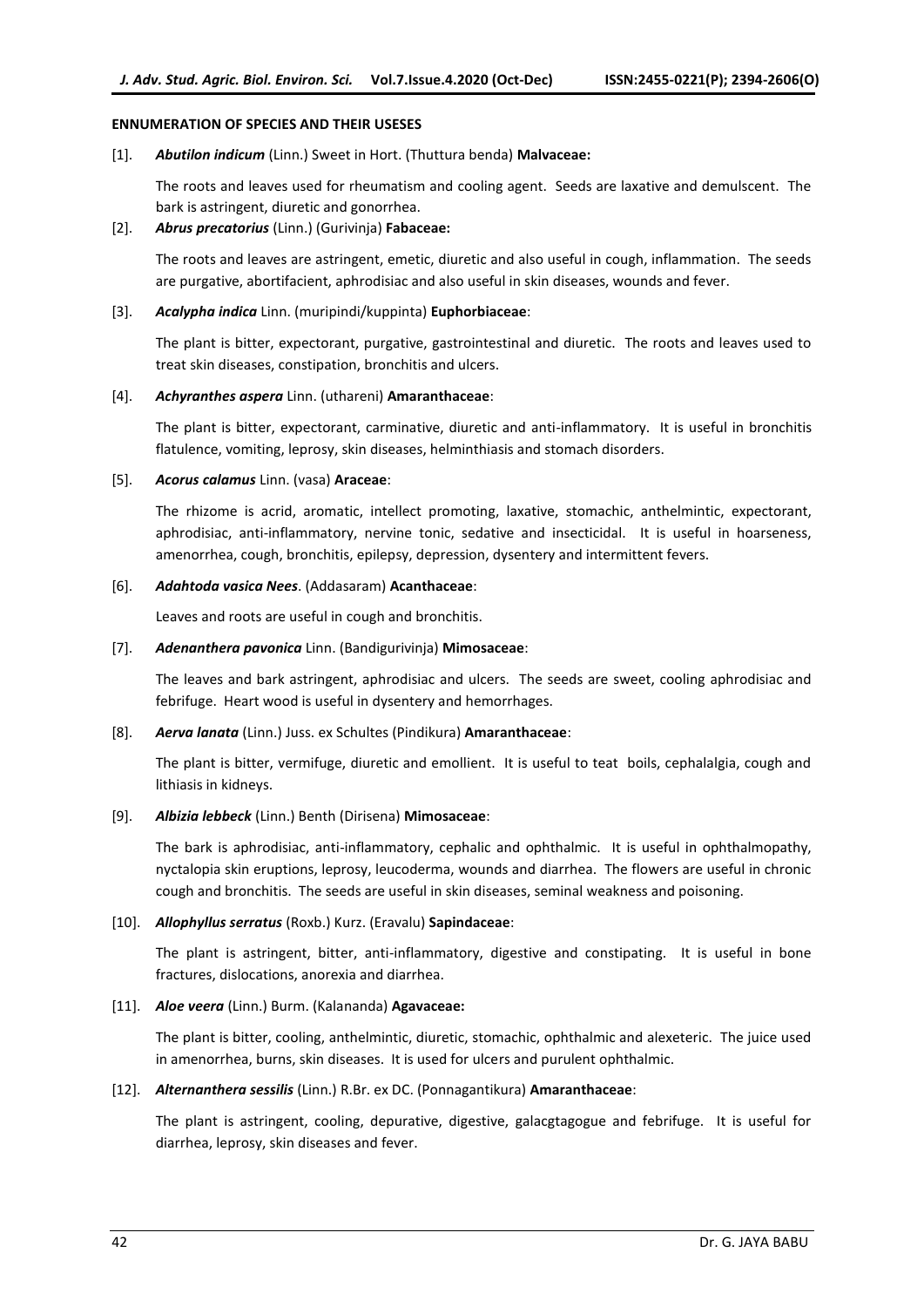**ENNUMERATION OF SPECIES AND THEIR USESES**

[1]. ***Abutilon indicum*** (Linn.) Sweet in Hort. (Thuttura benda) **Malvaceae:**

The roots and leaves used for rheumatism and cooling agent. Seeds are laxative and demulscent. The bark is astringent, diuretic and gonorrhea.

[2]. ***Abrus precatorius*** (Linn.) (Gurivinja) **Fabaceae:**

The roots and leaves are astringent, emetic, diuretic and also useful in cough, inflammation. The seeds are purgative, abortifacient, aphrodisiac and also useful in skin diseases, wounds and fever.

[3]. ***Acalypha indica*** Linn. (muripindi/kuppinta) **Euphorbiaceae**:

The plant is bitter, expectorant, purgative, gastrointestinal and diuretic. The roots and leaves used to treat skin diseases, constipation, bronchitis and ulcers.

[4]. ***Achyranthes aspera*** Linn. (uthareni) **Amaranthaceae**:

The plant is bitter, expectorant, carminative, diuretic and anti-inflammatory. It is useful in bronchitis flatulence, vomiting, leprosy, skin diseases, helminthiasis and stomach disorders.

[5]. ***Acorus calamus*** Linn. (vasa) **Araceae**:

The rhizome is acrid, aromatic, intellect promoting, laxative, stomachic, anthelmintic, expectorant, aphrodisiac, anti-inflammatory, nervine tonic, sedative and insecticidal. It is useful in hoarseness, amenorrhea, cough, bronchitis, epilepsy, depression, dysentery and intermittent fevers.

[6]. ***Adahtoda vasica Nees***. (Addasaram) **Acanthaceae**:

Leaves and roots are useful in cough and bronchitis.

[7]. ***Adenanthera pavonica*** Linn. (Bandigurivinja) **Mimosaceae**:

The leaves and bark astringent, aphrodisiac and ulcers. The seeds are sweet, cooling aphrodisiac and febrifuge. Heart wood is useful in dysentery and hemorrhages.

[8]. ***Aerva lanata*** (Linn.) Juss. ex Schultes (Pindikura) **Amaranthaceae**:

The plant is bitter, vermifuge, diuretic and emollient. It is useful to teat boils, cephalalgia, cough and lithiasis in kidneys.

[9]. ***Albizia lebbeck*** (Linn.) Benth (Dirisena) **Mimosaceae**:

The bark is aphrodisiac, anti-inflammatory, cephalic and ophthalmic. It is useful in ophthalmopathy, nyctalopia skin eruptions, leprosy, leucoderma, wounds and diarrhea. The flowers are useful in chronic cough and bronchitis. The seeds are useful in skin diseases, seminal weakness and poisoning.

[10]. ***Allophyllus serratus*** (Roxb.) Kurz. (Eravalu) **Sapindaceae**:

The plant is astringent, bitter, anti-inflammatory, digestive and constipating. It is useful in bone fractures, dislocations, anorexia and diarrhea.

[11]. ***Aloe veera*** (Linn.) Burm. (Kalananda) **Agavaceae:**

The plant is bitter, cooling, anthelmintic, diuretic, stomachic, ophthalmic and alexeteric. The juice used in amenorrhea, burns, skin diseases. It is used for ulcers and purulent ophthalmic.

[12]. ***Alternanthera sessilis*** (Linn.) R.Br. ex DC. (Ponnagantikura) **Amaranthaceae**:

The plant is astringent, cooling, depurative, digestive, galacgtagogue and febrifuge. It is useful for diarrhea, leprosy, skin diseases and fever.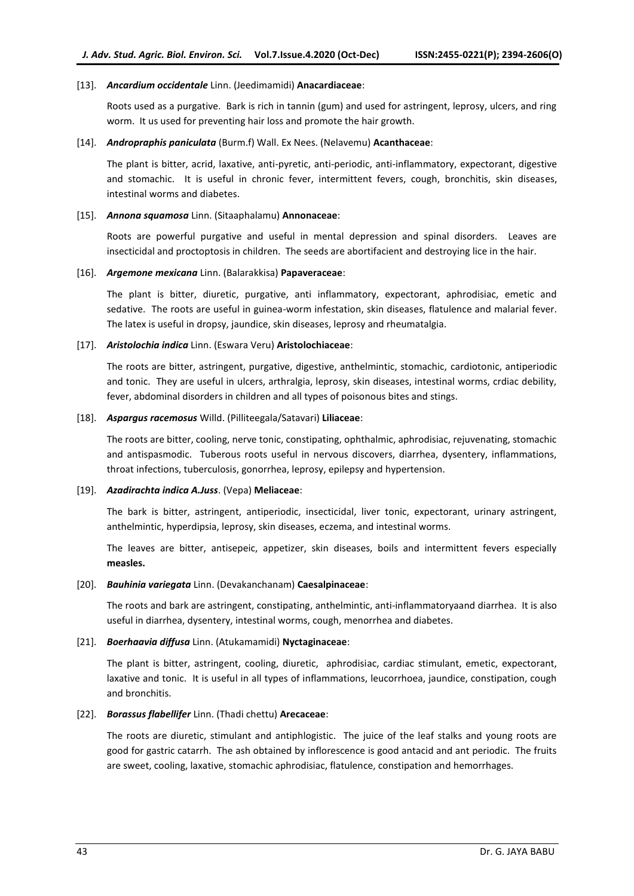[13]. ***Ancardium occidentale*** **Linn.** (Jeedimamidi) **Anacardiaceae**:

Roots used as a purgative. Bark is rich in tannin (gum) and used for astringent, leprosy, ulcers, and ring worm. It us used for preventing hair loss and promote the hair growth.

[14]. ***Andropraphis paniculata*** (Burm.f) Wall. Ex Nees. (Nelavemu) **Acanthaceae**:

The plant is bitter, acrid, laxative, anti-pyretic, anti-periodic, anti-inflammatory, expectorant, digestive and stomachic. It is useful in chronic fever, intermittent fevers, cough, bronchitis, skin diseases, intestinal worms and diabetes.

[15]. ***Annona squamosa*** Linn. (Sitaaphalamu) **Annonaceae**:

Roots are powerful purgative and useful in mental depression and spinal disorders. Leaves are insecticidal and proctoptosis in children. The seeds are abortifacient and destroying lice in the hair.

[16]. ***Argemone mexicana*** Linn. (Balarakkisa) **Papaveraceae**:

The plant is bitter, diuretic, purgative, anti inflammatory, expectorant, aphrodisiac, emetic and sedative. The roots are useful in guinea-worm infestation, skin diseases, flatulence and malarial fever. The latex is useful in dropsy, jaundice, skin diseases, leprosy and rheumatalgia.

[17]. ***Aristolochia indica*** Linn. (Eswara Veru) **Aristolochiaceae**:

The roots are bitter, astringent, purgative, digestive, anthelmintic, stomachic, cardiotonic, antiperiodic and tonic. They are useful in ulcers, arthralgia, leprosy, skin diseases, intestinal worms, crdiac debility, fever, abdominal disorders in children and all types of poisonous bites and stings.

[18]. ***Aspargus racemosus*** Willd. (Pilliteegala/Satavari) **Liliaceae**:

The roots are bitter, cooling, nerve tonic, constipating, ophthalmic, aphrodisiac, rejuvenating, stomachic and antispasmodic. Tuberous roots useful in nervous discovers, diarrhea, dysentery, inflammations, throat infections, tuberculosis, gonorrhea, leprosy, epilepsy and hypertension.

[19]. ***Azadirachta indica A.Juss***. (Vepa) **Meliaceae**:

The bark is bitter, astringent, antiperiodic, insecticidal, liver tonic, expectorant, urinary astringent, anthelmintic, hyperdipsia, leprosy, skin diseases, eczema, and intestinal worms.

The leaves are bitter, antisepeic, appetizer, skin diseases, boils and intermittent fevers especially **measles.**

[20]. ***Bauhinia variegata*** Linn. (Devakanchanam) **Caesalpinaceae**:

The roots and bark are astringent, constipating, anthelmintic, anti-inflammatoryaand diarrhea. It is also useful in diarrhea, dysentery, intestinal worms, cough, menorrhea and diabetes.

[21]. ***Boerhaavia diffusa*** Linn. (Atukamamidi) **Nyctaginaceae**:

The plant is bitter, astringent, cooling, diuretic, aphrodisiac, cardiac stimulant, emetic, expectorant, laxative and tonic. It is useful in all types of inflammations, leucorrhoea, jaundice, constipation, cough and bronchitis.

[22]. ***Borassus flabellifer*** Linn. (Thadi chettu) **Arecaceae**:

The roots are diuretic, stimulant and antiphlogistic. The juice of the leaf stalks and young roots are good for gastric catarrh. The ash obtained by inflorescence is good antacid and ant periodic. The fruits are sweet, cooling, laxative, stomachic aphrodisiac, flatulence, constipation and hemorrhages.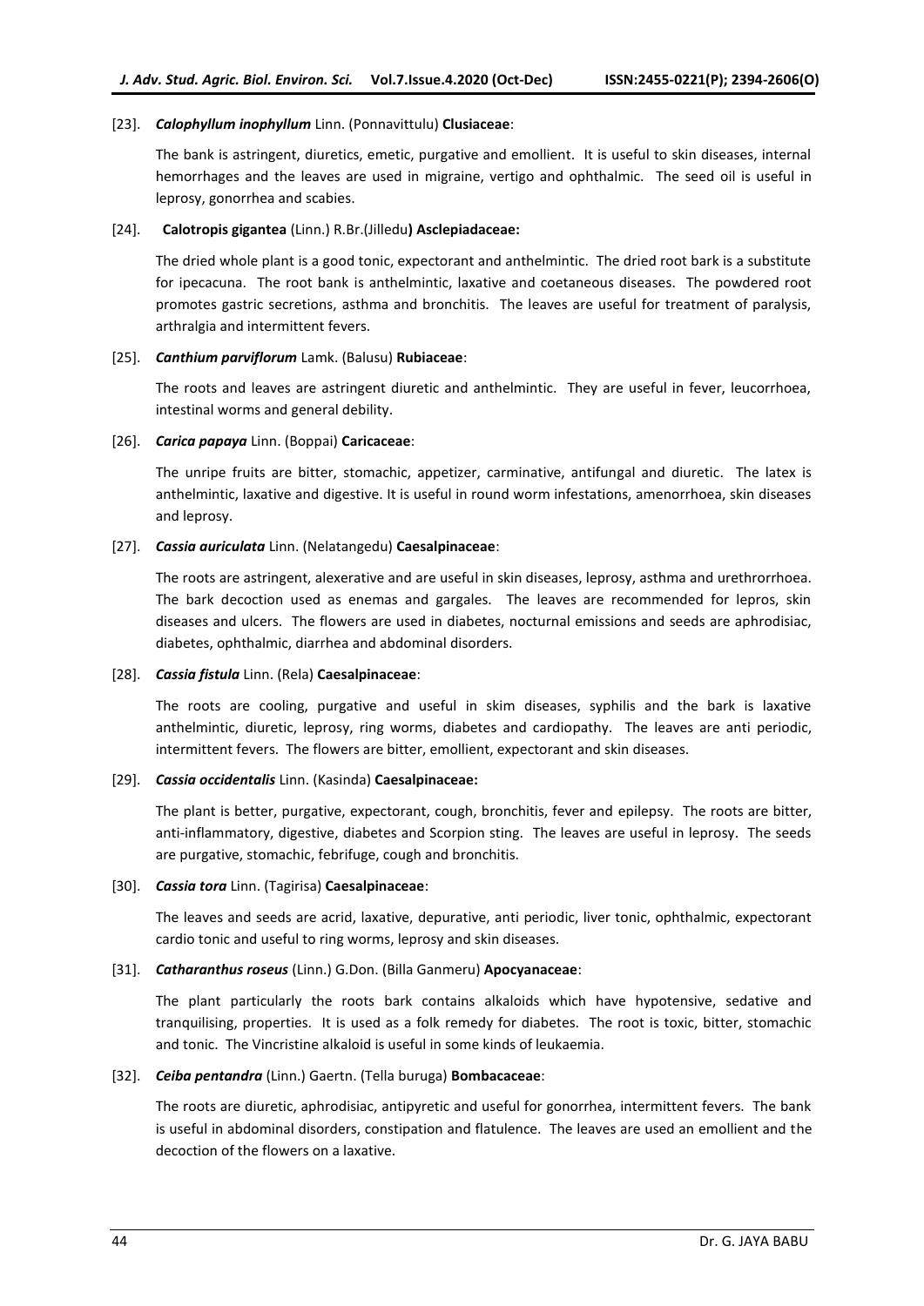[23]. ***Calophyllum inophyllum*** Linn. (Ponnavittulu) **Clusiaceae**:

The bank is astringent, diuretics, emetic, purgative and emollient. It is useful to skin diseases, internal hemorrhages and the leaves are used in migraine, vertigo and ophthalmic. The seed oil is useful in leprosy, gonorrhea and scabies.

[24]. **Calotropis gigantea** (Linn.) R.Br.(Jilledu**) Asclepiadaceae:**

The dried whole plant is a good tonic, expectorant and anthelmintic. The dried root bark is a substitute for ipecacuna. The root bank is anthelmintic, laxative and coetaneous diseases. The powdered root promotes gastric secretions, asthma and bronchitis. The leaves are useful for treatment of paralysis, arthralgia and intermittent fevers.

[25]. ***Canthium parviflorum*** Lamk. (Balusu) **Rubiaceae**:

The roots and leaves are astringent diuretic and anthelmintic. They are useful in fever, leucorrhoea, intestinal worms and general debility.

[26]. ***Carica papaya*** Linn. (Boppai) **Caricaceae**:

The unripe fruits are bitter, stomachic, appetizer, carminative, antifungal and diuretic. The latex is anthelmintic, laxative and digestive. It is useful in round worm infestations, amenorrhoea, skin diseases and leprosy.

[27]. ***Cassia auriculata*** Linn. (Nelatangedu) **Caesalpinaceae**:

The roots are astringent, alexerative and are useful in skin diseases, leprosy, asthma and urethrorrhoea. The bark decoction used as enemas and gargales. The leaves are recommended for lepros, skin diseases and ulcers. The flowers are used in diabetes, nocturnal emissions and seeds are aphrodisiac, diabetes, ophthalmic, diarrhea and abdominal disorders.

[28]. ***Cassia fistula*** Linn. (Rela) **Caesalpinaceae**:

The roots are cooling, purgative and useful in skim diseases, syphilis and the bark is laxative anthelmintic, diuretic, leprosy, ring worms, diabetes and cardiopathy. The leaves are anti periodic, intermittent fevers. The flowers are bitter, emollient, expectorant and skin diseases.

[29]. ***Cassia occidentalis*** Linn. (Kasinda) **Caesalpinaceae:**

The plant is better, purgative, expectorant, cough, bronchitis, fever and epilepsy. The roots are bitter, anti-inflammatory, digestive, diabetes and Scorpion sting. The leaves are useful in leprosy. The seeds are purgative, stomachic, febrifuge, cough and bronchitis.

[30]. ***Cassia tora*** Linn. (Tagirisa) **Caesalpinaceae**:

The leaves and seeds are acrid, laxative, depurative, anti periodic, liver tonic, ophthalmic, expectorant cardio tonic and useful to ring worms, leprosy and skin diseases.

[31]. ***Catharanthus roseus*** (Linn.) G.Don. (Billa Ganmeru) **Apocyanaceae**:

The plant particularly the roots bark contains alkaloids which have hypotensive, sedative and tranquilising, properties. It is used as a folk remedy for diabetes. The root is toxic, bitter, stomachic and tonic. The Vincristine alkaloid is useful in some kinds of leukaemia.

[32]. ***Ceiba pentandra*** (Linn.) Gaertn. (Tella buruga) **Bombacaceae**:

The roots are diuretic, aphrodisiac, antipyretic and useful for gonorrhea, intermittent fevers. The bank is useful in abdominal disorders, constipation and flatulence. The leaves are used an emollient and the decoction of the flowers on a laxative.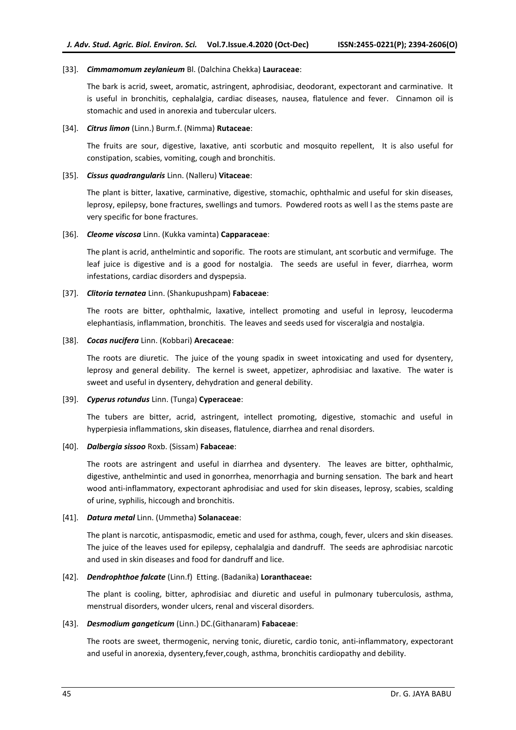[33]. ***Cimmamomum zeylanieum*** Bl. (Dalchina Chekka) **Lauraceae**:

The bark is acrid, sweet, aromatic, astringent, aphrodisiac, deodorant, expectorant and carminative. It is useful in bronchitis, cephalalgia, cardiac diseases, nausea, flatulence and fever. Cinnamon oil is stomachic and used in anorexia and tubercular ulcers.

[34]. ***Citrus limon*** (Linn.) Burm.f. (Nimma) **Rutaceae**:

The fruits are sour, digestive, laxative, anti scorbutic and mosquito repellent, It is also useful for constipation, scabies, vomiting, cough and bronchitis.

[35]. ***Cissus quadrangularis*** Linn. (Nalleru) **Vitaceae**:

The plant is bitter, laxative, carminative, digestive, stomachic, ophthalmic and useful for skin diseases, leprosy, epilepsy, bone fractures, swellings and tumors. Powdered roots as well l as the stems paste are very specific for bone fractures.

[36]. ***Cleome viscosa*** Linn. (Kukka vaminta) **Capparaceae**:

The plant is acrid, anthelmintic and soporific. The roots are stimulant, ant scorbutic and vermifuge. The leaf juice is digestive and is a good for nostalgia. The seeds are useful in fever, diarrhea, worm infestations, cardiac disorders and dyspepsia.

[37]. ***Clitoria ternatea*** Linn. (Shankupushpam) **Fabaceae**:

The roots are bitter, ophthalmic, laxative, intellect promoting and useful in leprosy, leucoderma elephantiasis, inflammation, bronchitis. The leaves and seeds used for visceralgia and nostalgia.

[38]. ***Cocas nucifera*** Linn. (Kobbari) **Arecaceae**:

The roots are diuretic. The juice of the young spadix in sweet intoxicating and used for dysentery, leprosy and general debility. The kernel is sweet, appetizer, aphrodisiac and laxative. The water is sweet and useful in dysentery, dehydration and general debility.

[39]. ***Cyperus rotundus*** Linn. (Tunga) **Cyperaceae**:

The tubers are bitter, acrid, astringent, intellect promoting, digestive, stomachic and useful in hyperpiesia inflammations, skin diseases, flatulence, diarrhea and renal disorders.

[40]. ***Dalbergia sissoo*** Roxb. (Sissam) **Fabaceae**:

The roots are astringent and useful in diarrhea and dysentery. The leaves are bitter, ophthalmic, digestive, anthelmintic and used in gonorrhea, menorrhagia and burning sensation. The bark and heart wood anti-inflammatory, expectorant aphrodisiac and used for skin diseases, leprosy, scabies, scalding of urine, syphilis, hiccough and bronchitis.

[41]. ***Datura metal*** Linn. (Ummetha) **Solanaceae**:

The plant is narcotic, antispasmodic, emetic and used for asthma, cough, fever, ulcers and skin diseases. The juice of the leaves used for epilepsy, cephalalgia and dandruff. The seeds are aphrodisiac narcotic and used in skin diseases and food for dandruff and lice.

[42]. ***Dendrophthoe falcate*** (Linn.f) Etting. (Badanika) **Loranthaceae:**

The plant is cooling, bitter, aphrodisiac and diuretic and useful in pulmonary tuberculosis, asthma, menstrual disorders, wonder ulcers, renal and visceral disorders.

[43]. ***Desmodium gangeticum*** (Linn.) DC.(Githanaram) **Fabaceae**:

The roots are sweet, thermogenic, nerving tonic, diuretic, cardio tonic, anti-inflammatory, expectorant and useful in anorexia, dysentery,fever,cough, asthma, bronchitis cardiopathy and debility.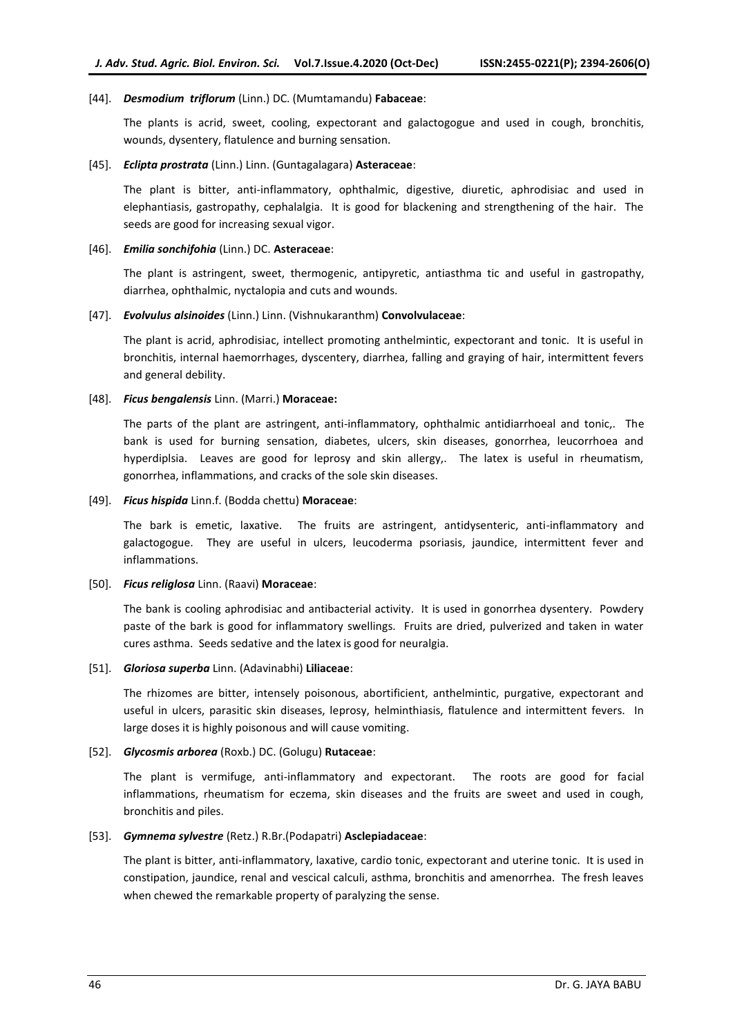[44]. ***Desmodium triflorum*** (Linn.) DC. (Mumtamandu) **Fabaceae**:

The plants is acrid, sweet, cooling, expectorant and galactogogue and used in cough, bronchitis, wounds, dysentery, flatulence and burning sensation.

[45]. ***Eclipta prostrata*** (Linn.) Linn. (Guntagalagara) **Asteraceae**:

The plant is bitter, anti-inflammatory, ophthalmic, digestive, diuretic, aphrodisiac and used in elephantiasis, gastropathy, cephalalgia. It is good for blackening and strengthening of the hair. The seeds are good for increasing sexual vigor.

[46]. ***Emilia sonchifohia*** (Linn.) DC. **Asteraceae**:

The plant is astringent, sweet, thermogenic, antipyretic, antiasthma tic and useful in gastropathy, diarrhea, ophthalmic, nyctalopia and cuts and wounds.

[47]. ***Evolvulus alsinoides*** (Linn.) Linn. (Vishnukaranthm) **Convolvulaceae**:

The plant is acrid, aphrodisiac, intellect promoting anthelmintic, expectorant and tonic. It is useful in bronchitis, internal haemorrhages, dyscentery, diarrhea, falling and graying of hair, intermittent fevers and general debility.

[48]. ***Ficus bengalensis*** Linn. (Marri.) **Moraceae:**

The parts of the plant are astringent, anti-inflammatory, ophthalmic antidiarrhoeal and tonic,. The bank is used for burning sensation, diabetes, ulcers, skin diseases, gonorrhea, leucorrhoea and hyperdiplsia. Leaves are good for leprosy and skin allergy,. The latex is useful in rheumatism, gonorrhea, inflammations, and cracks of the sole skin diseases.

[49]. ***Ficus hispida*** Linn.f. (Bodda chettu) **Moraceae**:

The bark is emetic, laxative. The fruits are astringent, antidysenteric, anti-inflammatory and galactogogue. They are useful in ulcers, leucoderma psoriasis, jaundice, intermittent fever and inflammations.

[50]. ***Ficus religlosa*** Linn. (Raavi) **Moraceae**:

The bank is cooling aphrodisiac and antibacterial activity. It is used in gonorrhea dysentery. Powdery paste of the bark is good for inflammatory swellings. Fruits are dried, pulverized and taken in water cures asthma. Seeds sedative and the latex is good for neuralgia.

[51]. ***Gloriosa superba*** Linn. (Adavinabhi) **Liliaceae**:

The rhizomes are bitter, intensely poisonous, abortificient, anthelmintic, purgative, expectorant and useful in ulcers, parasitic skin diseases, leprosy, helminthiasis, flatulence and intermittent fevers. In large doses it is highly poisonous and will cause vomiting.

[52]. ***Glycosmis arborea*** (Roxb.) DC. (Golugu) **Rutaceae**:

The plant is vermifuge, anti-inflammatory and expectorant. The roots are good for facial inflammations, rheumatism for eczema, skin diseases and the fruits are sweet and used in cough, bronchitis and piles.

[53]. ***Gymnema sylvestre*** (Retz.) R.Br.(Podapatri) **Asclepiadaceae**:

The plant is bitter, anti-inflammatory, laxative, cardio tonic, expectorant and uterine tonic. It is used in constipation, jaundice, renal and vescical calculi, asthma, bronchitis and amenorrhea. The fresh leaves when chewed the remarkable property of paralyzing the sense.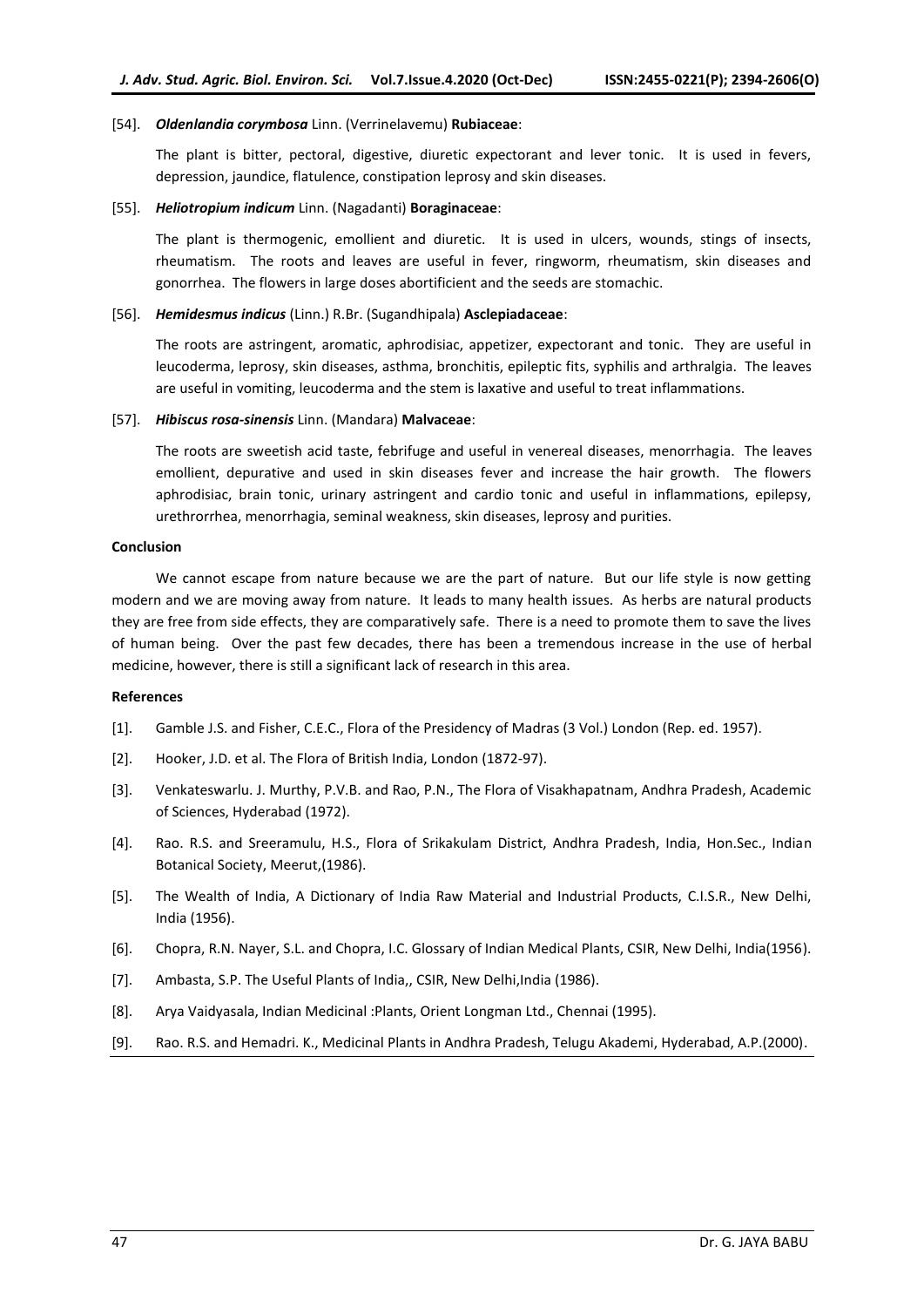[54]. ***Oldenlandia corymbosa*** Linn. (Verrinelavemu) **Rubiaceae**:

The plant is bitter, pectoral, digestive, diuretic expectorant and lever tonic. It is used in fevers, depression, jaundice, flatulence, constipation leprosy and skin diseases.

[55]. ***Heliotropium indicum*** Linn. (Nagadanti) **Boraginaceae**:

The plant is thermogenic, emollient and diuretic. It is used in ulcers, wounds, stings of insects, rheumatism. The roots and leaves are useful in fever, ringworm, rheumatism, skin diseases and gonorrhea. The flowers in large doses abortificient and the seeds are stomachic.

[56]. ***Hemidesmus indicus*** (Linn.) R.Br. (Sugandhipala) **Asclepiadaceae**:

The roots are astringent, aromatic, aphrodisiac, appetizer, expectorant and tonic. They are useful in leucoderma, leprosy, skin diseases, asthma, bronchitis, epileptic fits, syphilis and arthralgia. The leaves are useful in vomiting, leucoderma and the stem is laxative and useful to treat inflammations.

[57]. ***Hibiscus rosa-sinensis*** Linn. (Mandara) **Malvaceae**:

The roots are sweetish acid taste, febrifuge and useful in venereal diseases, menorrhagia. The leaves emollient, depurative and used in skin diseases fever and increase the hair growth. The flowers aphrodisiac, brain tonic, urinary astringent and cardio tonic and useful in inflammations, epilepsy, urethrorrhea, menorrhagia, seminal weakness, skin diseases, leprosy and purities.

**Conclusion**

We cannot escape from nature because we are the part of nature. But our life style is now getting modern and we are moving away from nature. It leads to many health issues. As herbs are natural products they are free from side effects, they are comparatively safe. There is a need to promote them to save the lives of human being. Over the past few decades, there has been a tremendous increase in the use of herbal medicine, however, there is still a significant lack of research in this area.

**References**

[1]. Gamble J.S. and Fisher, C.E.C., Flora of the Presidency of Madras (3 Vol.) London (Rep. ed. 1957).

[2]. Hooker, J.D. et al. The Flora of British India, London (1872-97).

[3]. Venkateswarlu. J. Murthy, P.V.B. and Rao, P.N., The Flora of Visakhapatnam, Andhra Pradesh, Academic of Sciences, Hyderabad (1972).

[4]. Rao. R.S. and Sreeramulu, H.S., Flora of Srikakulam District, Andhra Pradesh, India, Hon.Sec., Indian Botanical Society, Meerut,(1986).

[5]. The Wealth of India, A Dictionary of India Raw Material and Industrial Products, C.I.S.R., New Delhi, India (1956).

[6]. Chopra, R.N. Nayer, S.L. and Chopra, I.C. Glossary of Indian Medical Plants, CSIR, New Delhi, India(1956).

[7]. Ambasta, S.P. The Useful Plants of India,, CSIR, New Delhi,India (1986).

[8]. Arya Vaidyasala, Indian Medicinal :Plants, Orient Longman Ltd., Chennai (1995).

[9]. Rao. R.S. and Hemadri. K., Medicinal Plants in Andhra Pradesh, Telugu Akademi, Hyderabad, A.P.(2000).